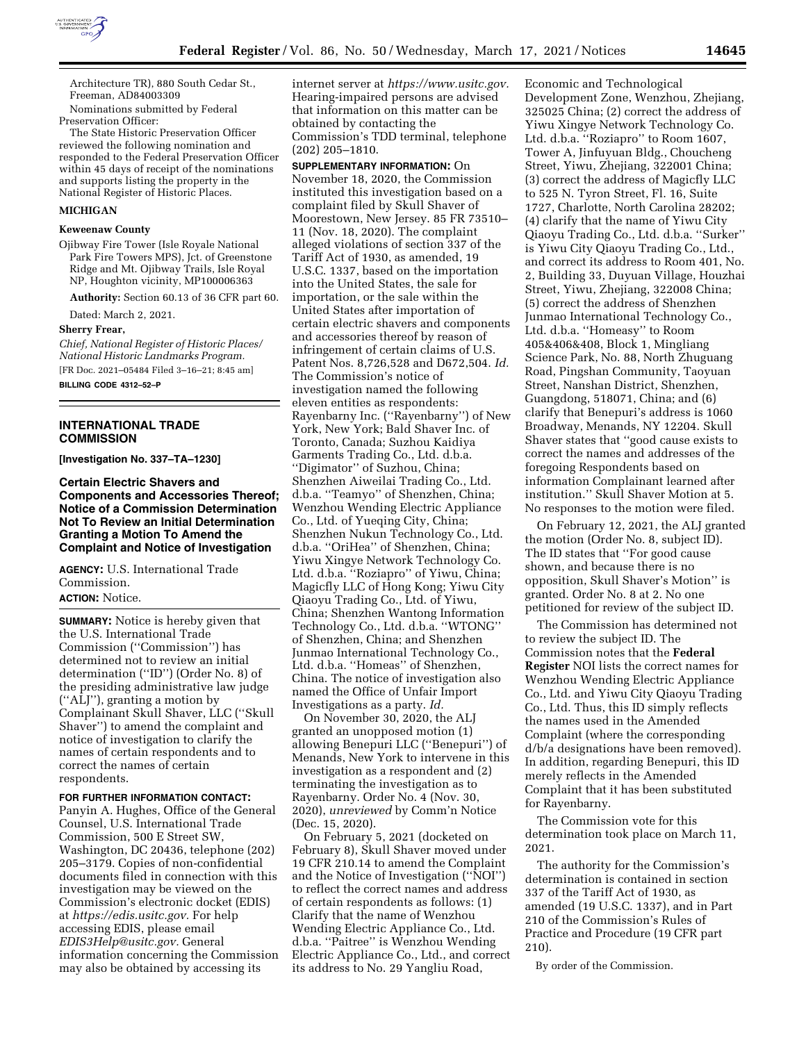Architecture TR), 880 South Cedar St., Freeman, AD84003309

Nominations submitted by Federal Preservation Officer:

The State Historic Preservation Officer reviewed the following nomination and responded to the Federal Preservation Officer within 45 days of receipt of the nominations and supports listing the property in the National Register of Historic Places.

**MICHIGAN**

**Keweenaw County**

Ojibway Fire Tower (Isle Royale National Park Fire Towers MPS), Jct. of Greenstone Ridge and Mt. Ojibway Trails, Isle Royal NP, Houghton vicinity, MP100006363

**Authority:** Section 60.13 of 36 CFR part 60.

Dated: March 2, 2021.

**Sherry Frear,**

*Chief, National Register of Historic Places/ National Historic Landmarks Program.*

[FR Doc. 2021–05484 Filed 3–16–21; 8:45 am]

**BILLING CODE 4312–52–P**

## INTERNATIONAL TRADE COMMISSION

**[Investigation No. 337–TA–1230]**

## Certain Electric Shavers and Components and Accessories Thereof; Notice of a Commission Determination Not To Review an Initial Determination Granting a Motion To Amend the Complaint and Notice of Investigation

**AGENCY:** U.S. International Trade Commission.

**ACTION:** Notice.

**SUMMARY:** Notice is hereby given that the U.S. International Trade Commission (''Commission'') has determined not to review an initial determination (''ID'') (Order No. 8) of the presiding administrative law judge (''ALJ''), granting a motion by Complainant Skull Shaver, LLC (''Skull Shaver'') to amend the complaint and notice of investigation to clarify the names of certain respondents and to correct the names of certain respondents.

**FOR FURTHER INFORMATION CONTACT:** Panyin A. Hughes, Office of the General Counsel, U.S. International Trade Commission, 500 E Street SW, Washington, DC 20436, telephone (202) 205–3179. Copies of non-confidential documents filed in connection with this investigation may be viewed on the Commission's electronic docket (EDIS) at *https://edis.usitc.gov.* For help accessing EDIS, please email *EDIS3Help@usitc.gov.* General information concerning the Commission may also be obtained by accessing its internet server at *https://www.usitc.gov.* Hearing-impaired persons are advised that information on this matter can be obtained by contacting the Commission's TDD terminal, telephone (202) 205–1810.

**SUPPLEMENTARY INFORMATION:** On November 18, 2020, the Commission instituted this investigation based on a complaint filed by Skull Shaver of Moorestown, New Jersey. 85 FR 73510–11 (Nov. 18, 2020). The complaint alleged violations of section 337 of the Tariff Act of 1930, as amended, 19 U.S.C. 1337, based on the importation into the United States, the sale for importation, or the sale within the United States after importation of certain electric shavers and components and accessories thereof by reason of infringement of certain claims of U.S. Patent Nos. 8,726,528 and D672,504. *Id.* The Commission's notice of investigation named the following eleven entities as respondents: Rayenbarny Inc. (''Rayenbarny'') of New York, New York; Bald Shaver Inc. of Toronto, Canada; Suzhou Kaidiya Garments Trading Co., Ltd. d.b.a. ''Digimator'' of Suzhou, China; Shenzhen Aiweilai Trading Co., Ltd. d.b.a. ''Teamyo'' of Shenzhen, China; Wenzhou Wending Electric Appliance Co., Ltd. of Yueqing City, China; Shenzhen Nukun Technology Co., Ltd. d.b.a. ''OriHea'' of Shenzhen, China; Yiwu Xingye Network Technology Co. Ltd. d.b.a. ''Roziapro'' of Yiwu, China; Magicfly LLC of Hong Kong; Yiwu City Qiaoyu Trading Co., Ltd. of Yiwu, China; Shenzhen Wantong Information Technology Co., Ltd. d.b.a. ''WTONG'' of Shenzhen, China; and Shenzhen Junmao International Technology Co., Ltd. d.b.a. ''Homeas'' of Shenzhen, China. The notice of investigation also named the Office of Unfair Import Investigations as a party. *Id.*

On November 30, 2020, the ALJ granted an unopposed motion (1) allowing Benepuri LLC (''Benepuri'') of Menands, New York to intervene in this investigation as a respondent and (2) terminating the investigation as to Rayenbarny. Order No. 4 (Nov. 30, 2020), *unreviewed* by Comm'n Notice (Dec. 15, 2020).

On February 5, 2021 (docketed on February 8), Skull Shaver moved under 19 CFR 210.14 to amend the Complaint and the Notice of Investigation (''NOI'') to reflect the correct names and address of certain respondents as follows: (1) Clarify that the name of Wenzhou Wending Electric Appliance Co., Ltd. d.b.a. ''Paitree'' is Wenzhou Wending Electric Appliance Co., Ltd., and correct its address to No. 29 Yangliu Road, Economic and Technological Development Zone, Wenzhou, Zhejiang, 325025 China; (2) correct the address of Yiwu Xingye Network Technology Co. Ltd. d.b.a. ''Roziapro'' to Room 1607, Tower A, Jinfuyuan Bldg., Choucheng Street, Yiwu, Zhejiang, 322001 China; (3) correct the address of Magicfly LLC to 525 N. Tyron Street, Fl. 16, Suite 1727, Charlotte, North Carolina 28202; (4) clarify that the name of Yiwu City Qiaoyu Trading Co., Ltd. d.b.a. ''Surker'' is Yiwu City Qiaoyu Trading Co., Ltd., and correct its address to Room 401, No. 2, Building 33, Duyuan Village, Houzhai Street, Yiwu, Zhejiang, 322008 China; (5) correct the address of Shenzhen Junmao International Technology Co., Ltd. d.b.a. ''Homeasy'' to Room 405&406&408, Block 1, Mingliang Science Park, No. 88, North Zhuguang Road, Pingshan Community, Taoyuan Street, Nanshan District, Shenzhen, Guangdong, 518071, China; and (6) clarify that Benepuri's address is 1060 Broadway, Menands, NY 12204. Skull Shaver states that ''good cause exists to correct the names and addresses of the foregoing Respondents based on information Complainant learned after institution.'' Skull Shaver Motion at 5. No responses to the motion were filed.

On February 12, 2021, the ALJ granted the motion (Order No. 8, subject ID). The ID states that ''For good cause shown, and because there is no opposition, Skull Shaver's Motion'' is granted. Order No. 8 at 2. No one petitioned for review of the subject ID.

The Commission has determined not to review the subject ID. The Commission notes that the **Federal Register** NOI lists the correct names for Wenzhou Wending Electric Appliance Co., Ltd. and Yiwu City Qiaoyu Trading Co., Ltd. Thus, this ID simply reflects the names used in the Amended Complaint (where the corresponding d/b/a designations have been removed). In addition, regarding Benepuri, this ID merely reflects in the Amended Complaint that it has been substituted for Rayenbarny.

The Commission vote for this determination took place on March 11, 2021.

The authority for the Commission's determination is contained in section 337 of the Tariff Act of 1930, as amended (19 U.S.C. 1337), and in Part 210 of the Commission's Rules of Practice and Procedure (19 CFR part 210).

By order of the Commission.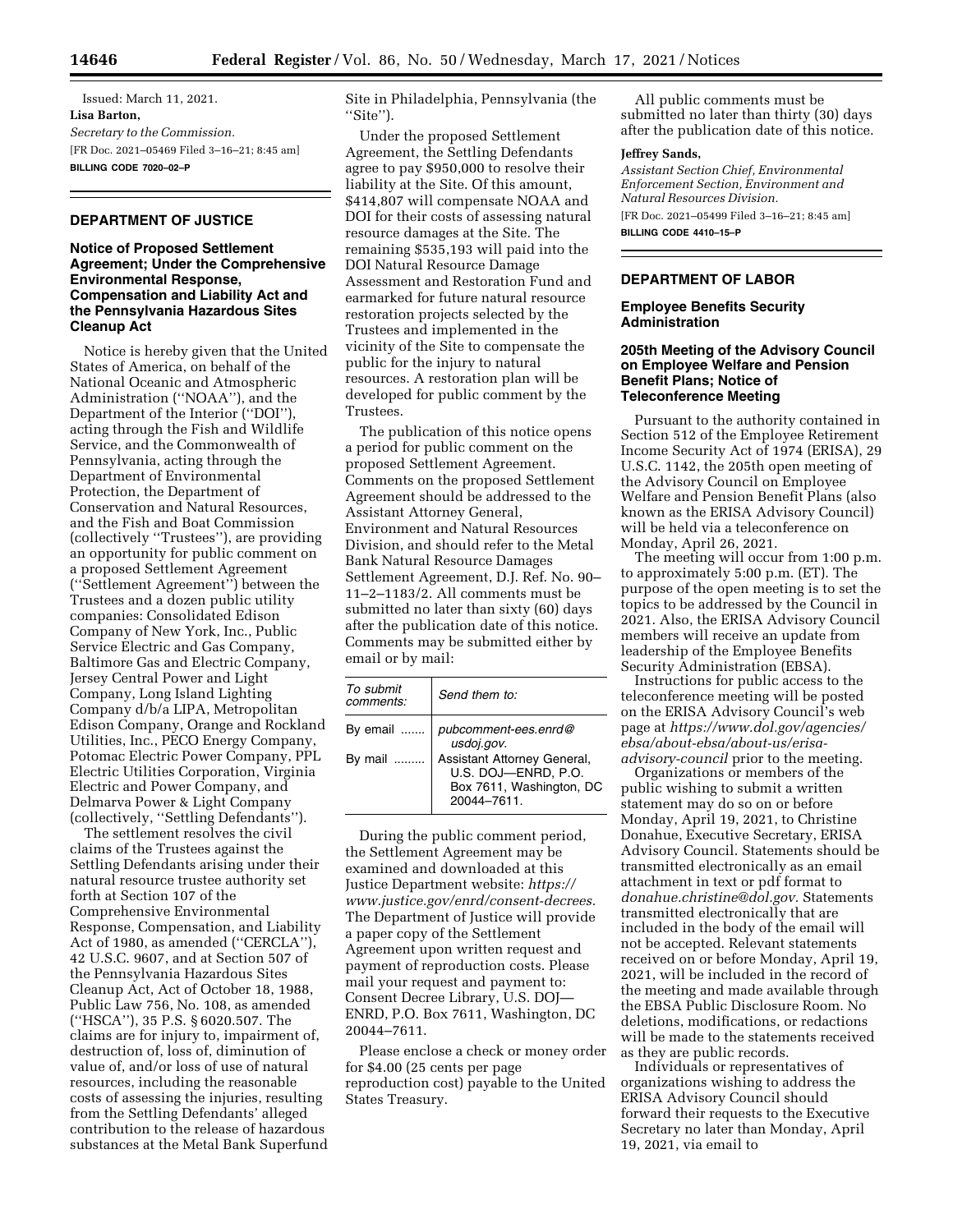Issued: March 11, 2021.

**Lisa Barton,**

*Secretary to the Commission.*

[FR Doc. 2021–05469 Filed 3–16–21; 8:45 am]

**BILLING CODE 7020–02–P**

## DEPARTMENT OF JUSTICE

### Notice of Proposed Settlement Agreement; Under the Comprehensive Environmental Response, Compensation and Liability Act and the Pennsylvania Hazardous Sites Cleanup Act

Notice is hereby given that the United States of America, on behalf of the National Oceanic and Atmospheric Administration (''NOAA''), and the Department of the Interior (''DOI''), acting through the Fish and Wildlife Service, and the Commonwealth of Pennsylvania, acting through the Department of Environmental Protection, the Department of Conservation and Natural Resources, and the Fish and Boat Commission (collectively ''Trustees''), are providing an opportunity for public comment on a proposed Settlement Agreement (''Settlement Agreement'') between the Trustees and a dozen public utility companies: Consolidated Edison Company of New York, Inc., Public Service Electric and Gas Company, Baltimore Gas and Electric Company, Jersey Central Power and Light Company, Long Island Lighting Company d/b/a LIPA, Metropolitan Edison Company, Orange and Rockland Utilities, Inc., PECO Energy Company, Potomac Electric Power Company, PPL Electric Utilities Corporation, Virginia Electric and Power Company, and Delmarva Power & Light Company (collectively, ''Settling Defendants'').

The settlement resolves the civil claims of the Trustees against the Settling Defendants arising under their natural resource trustee authority set forth at Section 107 of the Comprehensive Environmental Response, Compensation, and Liability Act of 1980, as amended (''CERCLA''), 42 U.S.C. 9607, and at Section 507 of the Pennsylvania Hazardous Sites Cleanup Act, Act of October 18, 1988, Public Law 756, No. 108, as amended (''HSCA''), 35 P.S. § 6020.507. The claims are for injury to, impairment of, destruction of, loss of, diminution of value of, and/or loss of use of natural resources, including the reasonable costs of assessing the injuries, resulting from the Settling Defendants' alleged contribution to the release of hazardous substances at the Metal Bank Superfund Site in Philadelphia, Pennsylvania (the ''Site'').

Under the proposed Settlement Agreement, the Settling Defendants agree to pay $950,000 to resolve their liability at the Site. Of this amount, $414,807 will compensate NOAA and DOI for their costs of assessing natural resource damages at the Site. The remaining $535,193 will paid into the DOI Natural Resource Damage Assessment and Restoration Fund and earmarked for future natural resource restoration projects selected by the Trustees and implemented in the vicinity of the Site to compensate the public for the injury to natural resources. A restoration plan will be developed for public comment by the Trustees.

The publication of this notice opens a period for public comment on the proposed Settlement Agreement. Comments on the proposed Settlement Agreement should be addressed to the Assistant Attorney General, Environment and Natural Resources Division, and should refer to the Metal Bank Natural Resource Damages Settlement Agreement, D.J. Ref. No. 90–11–2–1183/2. All comments must be submitted no later than sixty (60) days after the publication date of this notice. Comments may be submitted either by email or by mail:

| *To submit comments:* | *Send them to:* |
|---|---|
| By email | *pubcomment-ees.enrd@usdoj.gov.* |
| By mail | Assistant Attorney General, U.S. DOJ—ENRD, P.O. Box 7611, Washington, DC 20044–7611. |

During the public comment period, the Settlement Agreement may be examined and downloaded at this Justice Department website: *https://www.justice.gov/enrd/consent-decrees.* The Department of Justice will provide a paper copy of the Settlement Agreement upon written request and payment of reproduction costs. Please mail your request and payment to: Consent Decree Library, U.S. DOJ—ENRD, P.O. Box 7611, Washington, DC 20044–7611.

Please enclose a check or money order for $4.00 (25 cents per page reproduction cost) payable to the United States Treasury.

All public comments must be submitted no later than thirty (30) days after the publication date of this notice.

**Jeffrey Sands,**

*Assistant Section Chief, Environmental Enforcement Section, Environment and Natural Resources Division.*

[FR Doc. 2021–05499 Filed 3–16–21; 8:45 am]

**BILLING CODE 4410–15–P**

## DEPARTMENT OF LABOR

### Employee Benefits Security Administration

### 205th Meeting of the Advisory Council on Employee Welfare and Pension Benefit Plans; Notice of Teleconference Meeting

Pursuant to the authority contained in Section 512 of the Employee Retirement Income Security Act of 1974 (ERISA), 29 U.S.C. 1142, the 205th open meeting of the Advisory Council on Employee Welfare and Pension Benefit Plans (also known as the ERISA Advisory Council) will be held via a teleconference on Monday, April 26, 2021.

The meeting will occur from 1:00 p.m. to approximately 5:00 p.m. (ET). The purpose of the open meeting is to set the topics to be addressed by the Council in 2021. Also, the ERISA Advisory Council members will receive an update from leadership of the Employee Benefits Security Administration (EBSA).

Instructions for public access to the teleconference meeting will be posted on the ERISA Advisory Council's web page at *https://www.dol.gov/agencies/ebsa/about-ebsa/about-us/erisa-advisory-council* prior to the meeting.

Organizations or members of the public wishing to submit a written statement may do so on or before Monday, April 19, 2021, to Christine Donahue, Executive Secretary, ERISA Advisory Council. Statements should be transmitted electronically as an email attachment in text or pdf format to *donahue.christine@dol.gov.* Statements transmitted electronically that are included in the body of the email will not be accepted. Relevant statements received on or before Monday, April 19, 2021, will be included in the record of the meeting and made available through the EBSA Public Disclosure Room. No deletions, modifications, or redactions will be made to the statements received as they are public records.

Individuals or representatives of organizations wishing to address the ERISA Advisory Council should forward their requests to the Executive Secretary no later than Monday, April 19, 2021, via email to